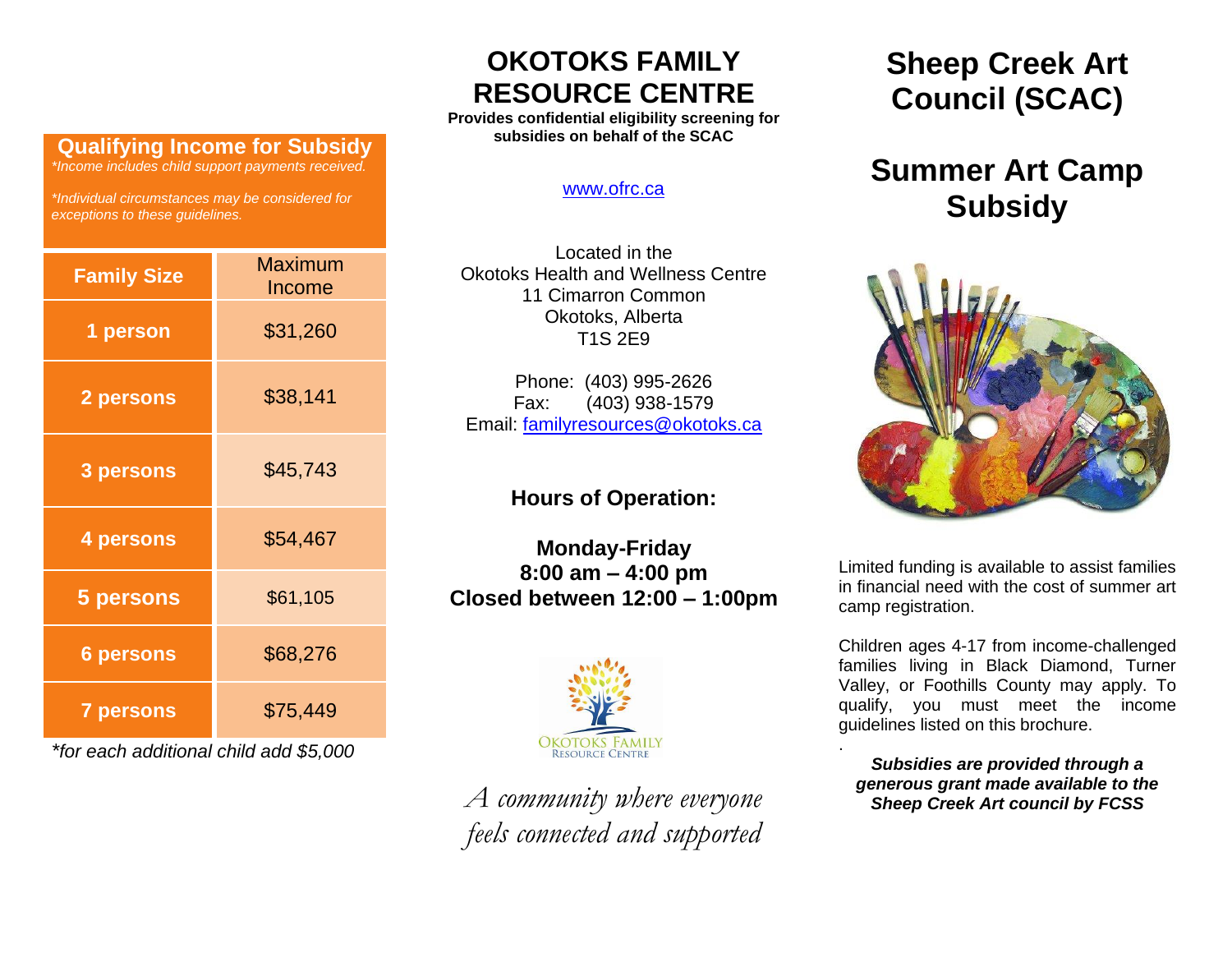## Qualifying Income for Subsidy

*\*Income includes child support payments received.*

*\*Individual circumstances may be considered for exceptions to these guidelines.*

| Family Size | Maximum Income |
|---|---|
| 1 person | $31,260 |
| 2 persons | $38,141 |
| 3 persons | $45,743 |
| 4 persons | $54,467 |
| 5 persons | $61,105 |
| 6 persons | $68,276 |
| 7 persons | $75,449 |

*\*for each additional child add $5,000*

# OKOTOKS FAMILY RESOURCE CENTRE

**Provides confidential eligibility screening for subsidies on behalf of the SCAC**

www.ofrc.ca

Located in the
Okotoks Health and Wellness Centre
11 Cimarron Common
Okotoks, Alberta
T1S 2E9

Phone: (403) 995-2626
Fax: (403) 938-1579
Email: familyresources@okotoks.ca

**Hours of Operation:**

**Monday-Friday**
**8:00 am – 4:00 pm**
**Closed between 12:00 – 1:00pm**

Okotoks Family Resource Centre

*A community where everyone feels connected and supported*

# Sheep Creek Art Council (SCAC)

## Summer Art Camp Subsidy

Limited funding is available to assist families in financial need with the cost of summer art camp registration.

Children ages 4-17 from income-challenged families living in Black Diamond, Turner Valley, or Foothills County may apply. To qualify, you must meet the income guidelines listed on this brochure.

***Subsidies are provided through a generous grant made available to the Sheep Creek Art council by FCSS***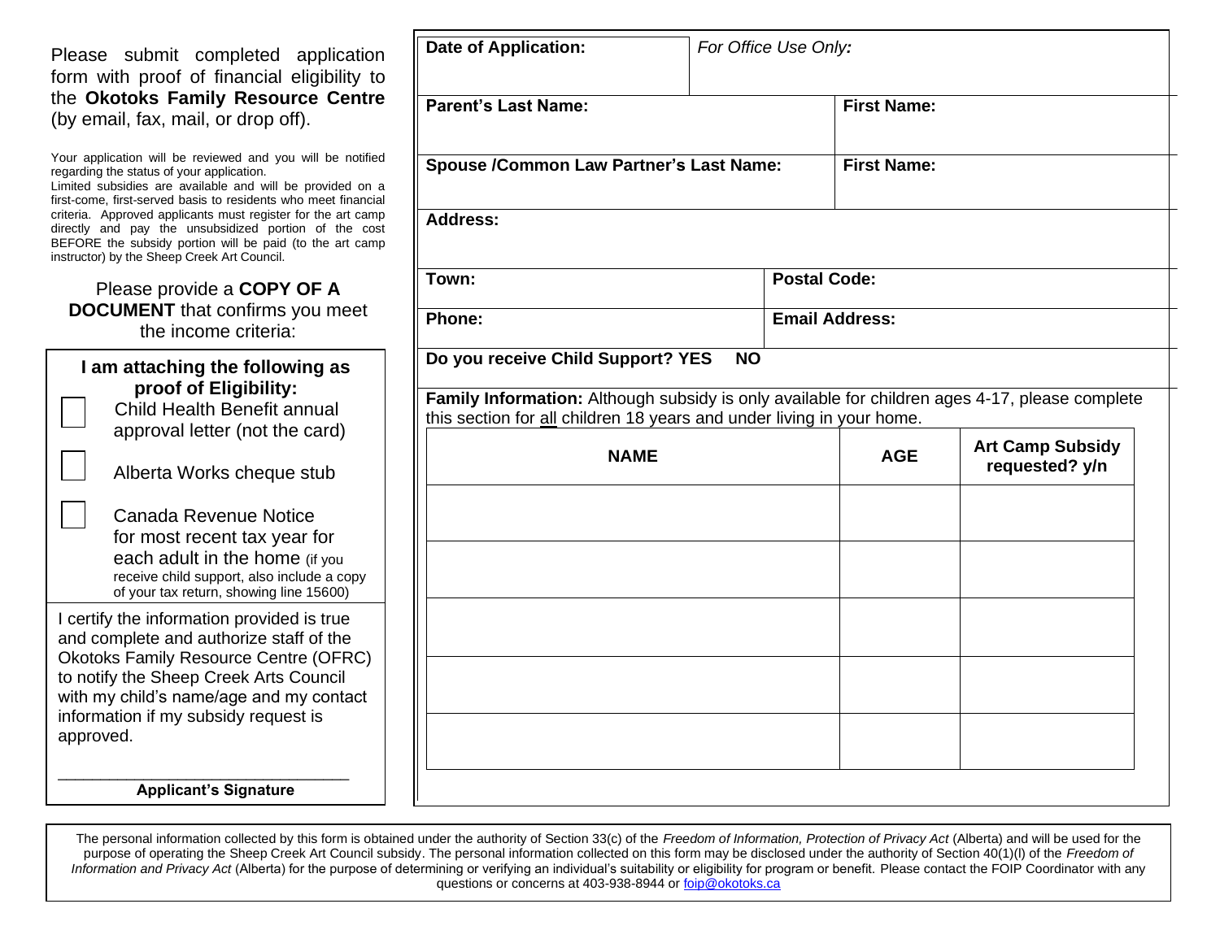Please submit completed application form with proof of financial eligibility to the **Okotoks Family Resource Centre** (by email, fax, mail, or drop off).

Your application will be reviewed and you will be notified regarding the status of your application.
Limited subsidies are available and will be provided on a first-come, first-served basis to residents who meet financial criteria. Approved applicants must register for the art camp directly and pay the unsubsidized portion of the cost BEFORE the subsidy portion will be paid (to the art camp instructor) by the Sheep Creek Art Council.

Please provide a **COPY OF A DOCUMENT** that confirms you meet the income criteria:

**I am attaching the following as proof of Eligibility:**

- ☐ Child Health Benefit annual approval letter (not the card)
- ☐ Alberta Works cheque stub
- ☐ Canada Revenue Notice for most recent tax year for each adult in the home (if you receive child support, also include a copy of your tax return, showing line 15600)

I certify the information provided is true and complete and authorize staff of the Okotoks Family Resource Centre (OFRC) to notify the Sheep Creek Arts Council with my child's name/age and my contact information if my subsidy request is approved.

\_\_\_\_\_\_\_\_\_\_\_\_\_\_\_\_\_\_\_\_\_\_\_\_\_\_\_\_\_\_\_\_
**Applicant's Signature**

| | |
|---|---|
| **Date of Application:** | *For Office Use Only:* |
| **Parent's Last Name:** | **First Name:** |
| **Spouse /Common Law Partner's Last Name:** | **First Name:** |
| **Address:** | |
| **Town:** | **Postal Code:** |
| **Phone:** | **Email Address:** |
| **Do you receive Child Support? YES NO** | |

**Family Information:** Although subsidy is only available for children ages 4-17, please complete this section for all children 18 years and under living in your home.

| NAME | AGE | Art Camp Subsidy requested? y/n |
|---|---|---|
| | | |
| | | |
| | | |
| | | |
| | | |

The personal information collected by this form is obtained under the authority of Section 33(c) of the *Freedom of Information, Protection of Privacy Act* (Alberta) and will be used for the purpose of operating the Sheep Creek Art Council subsidy. The personal information collected on this form may be disclosed under the authority of Section 40(1)(l) of the *Freedom of Information and Privacy Act* (Alberta) for the purpose of determining or verifying an individual's suitability or eligibility for program or benefit. Please contact the FOIP Coordinator with any questions or concerns at 403-938-8944 or foip@okotoks.ca